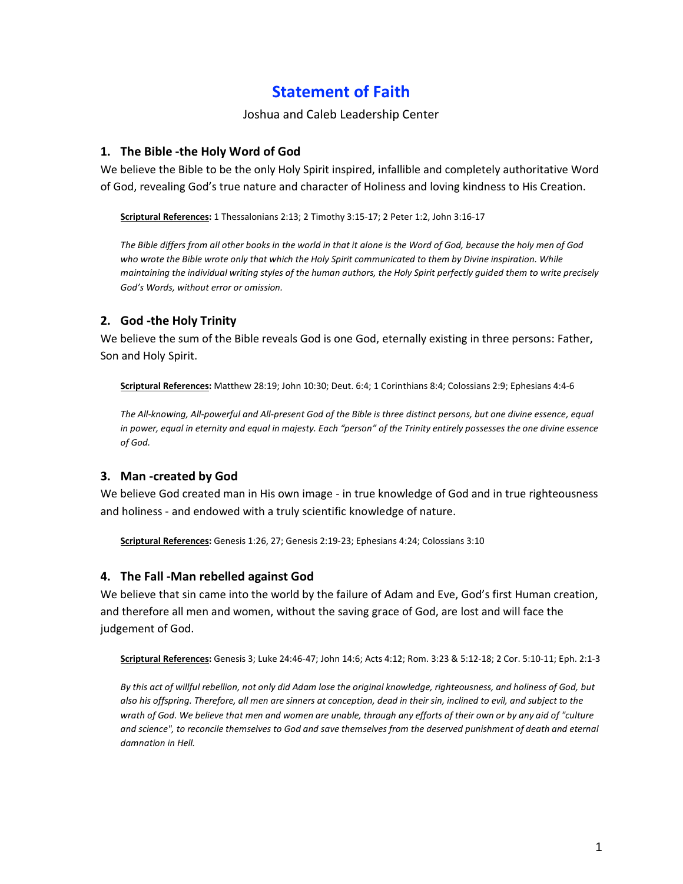# Statement of Faith

Joshua and Caleb Leadership Center

## 1. The Bible -the Holy Word of God

We believe the Bible to be the only Holy Spirit inspired, infallible and completely authoritative Word of God, revealing God's true nature and character of Holiness and loving kindness to His Creation.

**Scriptural References:** 1 Thessalonians 2:13; 2 Timothy 3:15-17; 2 Peter 1:2, John 3:16-17

*The Bible differs from all other books in the world in that it alone is the Word of God, because the holy men of God who wrote the Bible wrote only that which the Holy Spirit communicated to them by Divine inspiration. While maintaining the individual writing styles of the human authors, the Holy Spirit perfectly guided them to write precisely God's Words, without error or omission.*

## 2. God -the Holy Trinity

We believe the sum of the Bible reveals God is one God, eternally existing in three persons: Father, Son and Holy Spirit.

**Scriptural References:** Matthew 28:19; John 10:30; Deut. 6:4; 1 Corinthians 8:4; Colossians 2:9; Ephesians 4:4-6

*The All-knowing, All-powerful and All-present God of the Bible is three distinct persons, but one divine essence, equal in power, equal in eternity and equal in majesty. Each "person" of the Trinity entirely possesses the one divine essence of God.*

## 3. Man -created by God

We believe God created man in His own image - in true knowledge of God and in true righteousness and holiness - and endowed with a truly scientific knowledge of nature.

**Scriptural References:** Genesis 1:26, 27; Genesis 2:19-23; Ephesians 4:24; Colossians 3:10

## 4. The Fall -Man rebelled against God

We believe that sin came into the world by the failure of Adam and Eve, God's first Human creation, and therefore all men and women, without the saving grace of God, are lost and will face the judgement of God.

**Scriptural References:** Genesis 3; Luke 24:46-47; John 14:6; Acts 4:12; Rom. 3:23 & 5:12-18; 2 Cor. 5:10-11; Eph. 2:1-3

*By this act of willful rebellion, not only did Adam lose the original knowledge, righteousness, and holiness of God, but also his offspring. Therefore, all men are sinners at conception, dead in their sin, inclined to evil, and subject to the wrath of God. We believe that men and women are unable, through any efforts of their own or by any aid of "culture and science", to reconcile themselves to God and save themselves from the deserved punishment of death and eternal damnation in Hell.*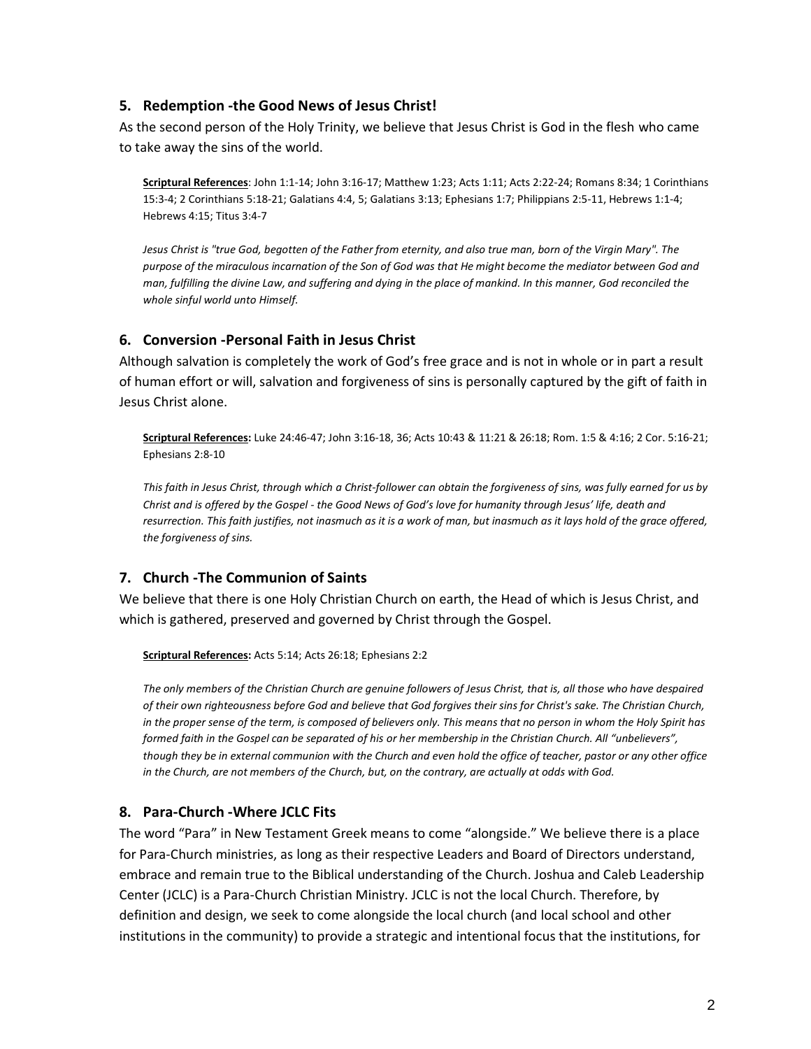## 5. Redemption -the Good News of Jesus Christ!

As the second person of the Holy Trinity, we believe that Jesus Christ is God in the flesh who came to take away the sins of the world.

**Scriptural References**: John 1:1-14; John 3:16-17; Matthew 1:23; Acts 1:11; Acts 2:22-24; Romans 8:34; 1 Corinthians 15:3-4; 2 Corinthians 5:18-21; Galatians 4:4, 5; Galatians 3:13; Ephesians 1:7; Philippians 2:5-11, Hebrews 1:1-4; Hebrews 4:15; Titus 3:4-7

*Jesus Christ is "true God, begotten of the Father from eternity, and also true man, born of the Virgin Mary". The purpose of the miraculous incarnation of the Son of God was that He might become the mediator between God and man, fulfilling the divine Law, and suffering and dying in the place of mankind. In this manner, God reconciled the whole sinful world unto Himself.*

## 6. Conversion -Personal Faith in Jesus Christ

Although salvation is completely the work of God's free grace and is not in whole or in part a result of human effort or will, salvation and forgiveness of sins is personally captured by the gift of faith in Jesus Christ alone.

**Scriptural References:** Luke 24:46-47; John 3:16-18, 36; Acts 10:43 & 11:21 & 26:18; Rom. 1:5 & 4:16; 2 Cor. 5:16-21; Ephesians 2:8-10

*This faith in Jesus Christ, through which a Christ-follower can obtain the forgiveness of sins, was fully earned for us by Christ and is offered by the Gospel - the Good News of God's love for humanity through Jesus' life, death and resurrection. This faith justifies, not inasmuch as it is a work of man, but inasmuch as it lays hold of the grace offered, the forgiveness of sins.*

## 7. Church -The Communion of Saints

We believe that there is one Holy Christian Church on earth, the Head of which is Jesus Christ, and which is gathered, preserved and governed by Christ through the Gospel.

**Scriptural References:** Acts 5:14; Acts 26:18; Ephesians 2:2

*The only members of the Christian Church are genuine followers of Jesus Christ, that is, all those who have despaired of their own righteousness before God and believe that God forgives their sins for Christ's sake. The Christian Church, in the proper sense of the term, is composed of believers only. This means that no person in whom the Holy Spirit has formed faith in the Gospel can be separated of his or her membership in the Christian Church. All "unbelievers", though they be in external communion with the Church and even hold the office of teacher, pastor or any other office in the Church, are not members of the Church, but, on the contrary, are actually at odds with God.*

## 8. Para-Church -Where JCLC Fits

The word "Para" in New Testament Greek means to come "alongside." We believe there is a place for Para-Church ministries, as long as their respective Leaders and Board of Directors understand, embrace and remain true to the Biblical understanding of the Church. Joshua and Caleb Leadership Center (JCLC) is a Para-Church Christian Ministry. JCLC is not the local Church. Therefore, by definition and design, we seek to come alongside the local church (and local school and other institutions in the community) to provide a strategic and intentional focus that the institutions, for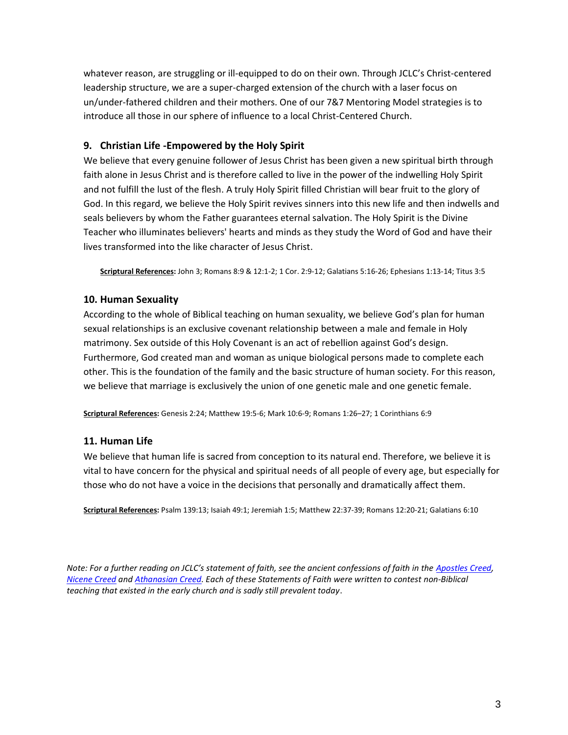whatever reason, are struggling or ill-equipped to do on their own. Through JCLC's Christ-centered leadership structure, we are a super-charged extension of the church with a laser focus on un/under-fathered children and their mothers. One of our 7&7 Mentoring Model strategies is to introduce all those in our sphere of influence to a local Christ-Centered Church.

### 9. Christian Life -Empowered by the Holy Spirit

We believe that every genuine follower of Jesus Christ has been given a new spiritual birth through faith alone in Jesus Christ and is therefore called to live in the power of the indwelling Holy Spirit and not fulfill the lust of the flesh. A truly Holy Spirit filled Christian will bear fruit to the glory of God. In this regard, we believe the Holy Spirit revives sinners into this new life and then indwells and seals believers by whom the Father guarantees eternal salvation. The Holy Spirit is the Divine Teacher who illuminates believers' hearts and minds as they study the Word of God and have their lives transformed into the like character of Jesus Christ.

**Scriptural References:** John 3; Romans 8:9 & 12:1-2; 1 Cor. 2:9-12; Galatians 5:16-26; Ephesians 1:13-14; Titus 3:5

### 10. Human Sexuality

According to the whole of Biblical teaching on human sexuality, we believe God's plan for human sexual relationships is an exclusive covenant relationship between a male and female in Holy matrimony. Sex outside of this Holy Covenant is an act of rebellion against God's design. Furthermore, God created man and woman as unique biological persons made to complete each other. This is the foundation of the family and the basic structure of human society. For this reason, we believe that marriage is exclusively the union of one genetic male and one genetic female.

**Scriptural References:** Genesis 2:24; Matthew 19:5-6; Mark 10:6-9; Romans 1:26–27; 1 Corinthians 6:9

### 11. Human Life

We believe that human life is sacred from conception to its natural end. Therefore, we believe it is vital to have concern for the physical and spiritual needs of all people of every age, but especially for those who do not have a voice in the decisions that personally and dramatically affect them.

**Scriptural References:** Psalm 139:13; Isaiah 49:1; Jeremiah 1:5; Matthew 22:37-39; Romans 12:20-21; Galatians 6:10

*Note: For a further reading on JCLC's statement of faith, see the ancient confessions of faith in the Apostles Creed, Nicene Creed and Athanasian Creed. Each of these Statements of Faith were written to contest non-Biblical teaching that existed in the early church and is sadly still prevalent today.*